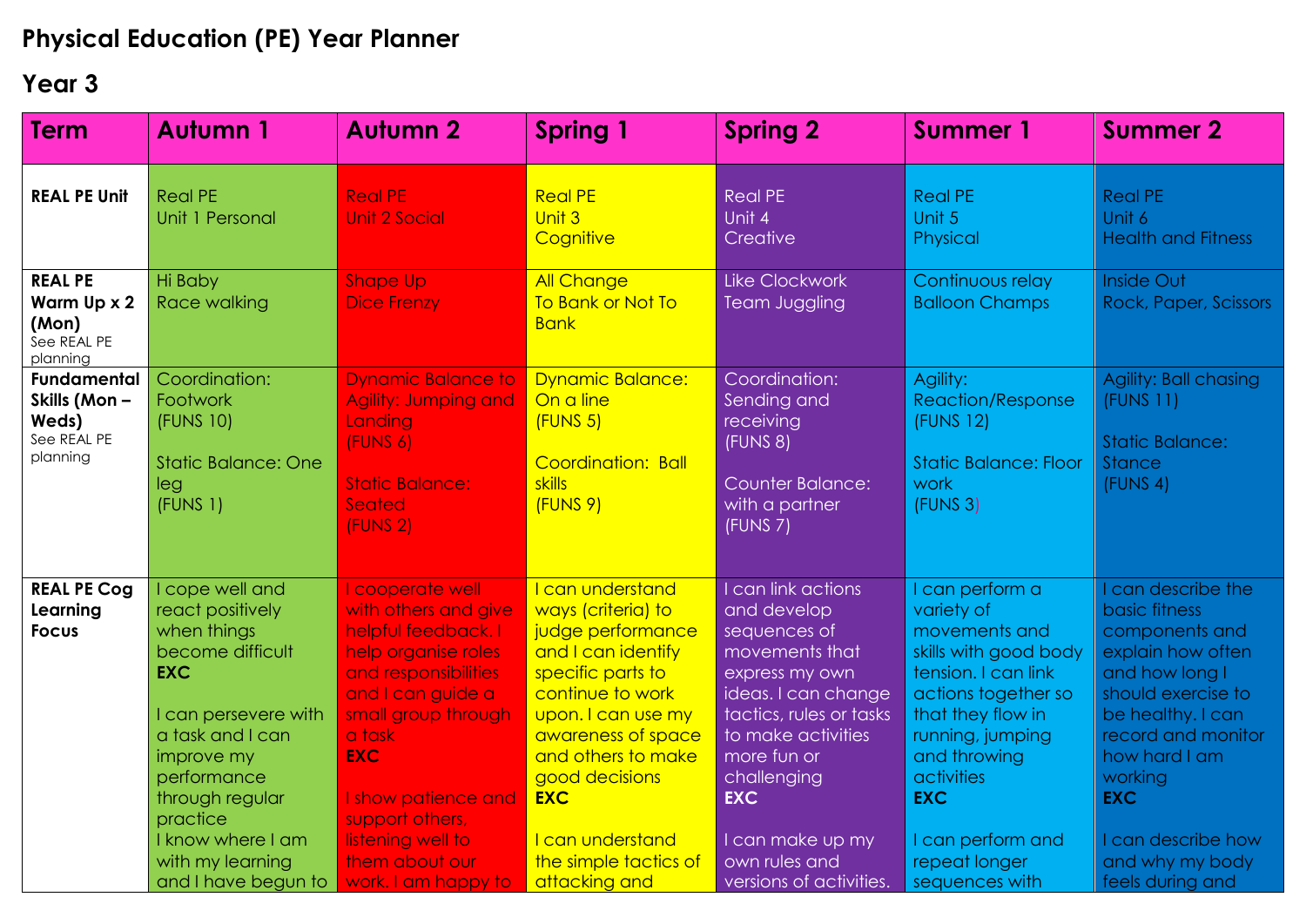# Physical Education (PE) Year Planner

## Year 3

| Term | Autumn 1 | Autumn 2 | Spring 1 | Spring 2 | Summer 1 | Summer 2 |
|---|---|---|---|---|---|---|
| **REAL PE Unit** | Real PE<br>Unit 1 Personal | Real PE<br>Unit 2 Social | Real PE<br>Unit 3<br>Cognitive | Real PE<br>Unit 4<br>Creative | Real PE<br>Unit 5<br>Physical | Real PE<br>Unit 6<br>Health and Fitness |
| **REAL PE Warm Up x 2 (Mon)**<br>See REAL PE planning | Hi Baby<br>Race walking | Shape Up<br>Dice Frenzy | All Change<br>To Bank or Not To Bank | Like Clockwork<br>Team Juggling | Continuous relay<br>Balloon Champs | Inside Out<br>Rock, Paper, Scissors |
| **Fundamental Skills (Mon – Weds)**<br>See REAL PE planning | Coordination: Footwork<br>(FUNS 10)<br><br>Static Balance: One leg<br>(FUNS 1) | Dynamic Balance to Agility: Jumping and Landing<br>(FUNS 6)<br><br>Static Balance: Seated<br>(FUNS 2) | Dynamic Balance: On a line<br>(FUNS 5)<br><br>Coordination: Ball skills<br>(FUNS 9) | Coordination: Sending and receiving<br>(FUNS 8)<br><br>Counter Balance: with a partner<br>(FUNS 7) | Agility: Reaction/Response<br>(FUNS 12)<br><br>Static Balance: Floor work<br>(FUNS 3) | Agility: Ball chasing<br>(FUNS 11)<br><br>Static Balance: Stance<br>(FUNS 4) |
| **REAL PE Cog Learning Focus** | I cope well and react positively when things become difficult<br>**EXC**<br><br>I can persevere with a task and I can improve my performance through regular practice<br>I know where I am with my learning and I have begun to | I cooperate well with others and give helpful feedback. I help organise roles and responsibilities and I can guide a small group through a task<br>**EXC**<br><br>I show patience and support others, listening well to them about our work. I am happy to | I can understand ways (criteria) to judge performance and I can identify specific parts to continue to work upon. I can use my awareness of space and others to make good decisions<br>**EXC**<br><br>I can understand the simple tactics of attacking and | I can link actions and develop sequences of movements that express my own ideas. I can change tactics, rules or tasks to make activities more fun or challenging<br>**EXC**<br><br>I can make up my own rules and versions of activities. | I can perform a variety of movements and skills with good body tension. I can link actions together so that they flow in running, jumping and throwing activities<br>**EXC**<br><br>I can perform and repeat longer sequences with | I can describe the basic fitness components and explain how often and how long I should exercise to be healthy. I can record and monitor how hard I am working<br>**EXC**<br><br>I can describe how and why my body feels during and |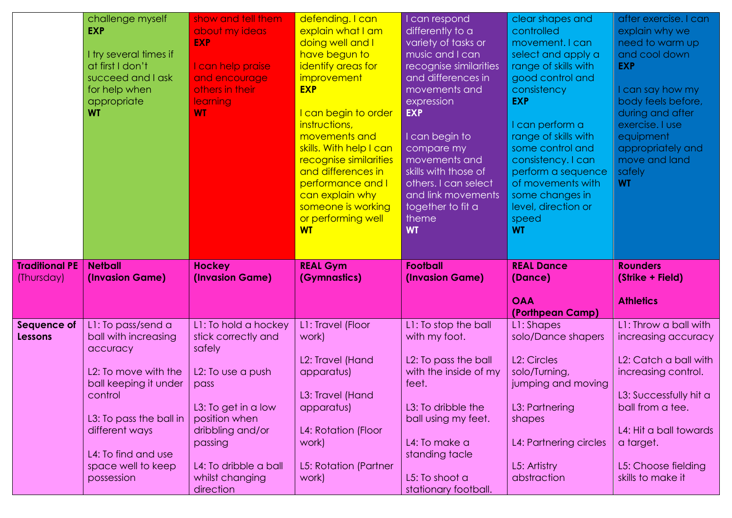| | | | | | | |
|---|---|---|---|---|---|---|
| | challenge myself **EXP**<br><br>I try several times if at first I don't succeed and I ask for help when appropriate **WT** | show and tell them about my ideas **EXP**<br><br>I can help praise and encourage others in their learning **WT** | defending. I can explain what I am doing well and I have begun to identify areas for improvement **EXP**<br><br>I can begin to order instructions, movements and skills. With help I can recognise similarities and differences in performance and I can explain why someone is working or performing well **WT** | I can respond differently to a variety of tasks or music and I can recognise similarities and differences in movements and expression **EXP**<br><br>I can begin to compare my movements and skills with those of others. I can select and link movements together to fit a theme **WT** | clear shapes and controlled movement. I can select and apply a range of skills with good control and consistency **EXP**<br><br>I can perform a range of skills with some control and consistency. I can perform a sequence of movements with some changes in level, direction or speed **WT** | after exercise. I can explain why we need to warm up and cool down **EXP**<br><br>I can say how my body feels before, during and after exercise. I use equipment appropriately and move and land safely **WT** |
| **Traditional PE** (Thursday) | **Netball (Invasion Game)** | **Hockey (Invasion Game)** | **REAL Gym (Gymnastics)** | **Football (Invasion Game)** | **REAL Dance (Dance)**<br><br>**OAA (Porthpean Camp)** | **Rounders (Strike + Field)**<br><br>**Athletics** |
| **Sequence of Lessons** | L1: To pass/send a ball with increasing accuracy<br><br>L2: To move with the ball keeping it under control<br><br>L3: To pass the ball in different ways<br><br>L4: To find and use space well to keep possession | L1: To hold a hockey stick correctly and safely<br><br>L2: To use a push pass<br><br>L3: To get in a low position when dribbling and/or passing<br><br>L4: To dribble a ball whilst changing direction | L1: Travel (Floor work)<br><br>L2: Travel (Hand apparatus)<br><br>L3: Travel (Hand apparatus)<br><br>L4: Rotation (Floor work)<br><br>L5: Rotation (Partner work) | L1: To stop the ball with my foot.<br><br>L2: To pass the ball with the inside of my feet.<br><br>L3: To dribble the ball using my feet.<br><br>L4: To make a standing tacle<br><br>L5: To shoot a stationary football. | L1: Shapes solo/Dance shapers<br><br>L2: Circles solo/Turning, jumping and moving<br><br>L3: Partnering shapes<br><br>L4: Partnering circles<br><br>L5: Artistry abstraction | L1: Throw a ball with increasing accuracy<br><br>L2: Catch a ball with increasing control.<br><br>L3: Successfully hit a ball from a tee.<br><br>L4: Hit a ball towards a target.<br><br>L5: Choose fielding skills to make it |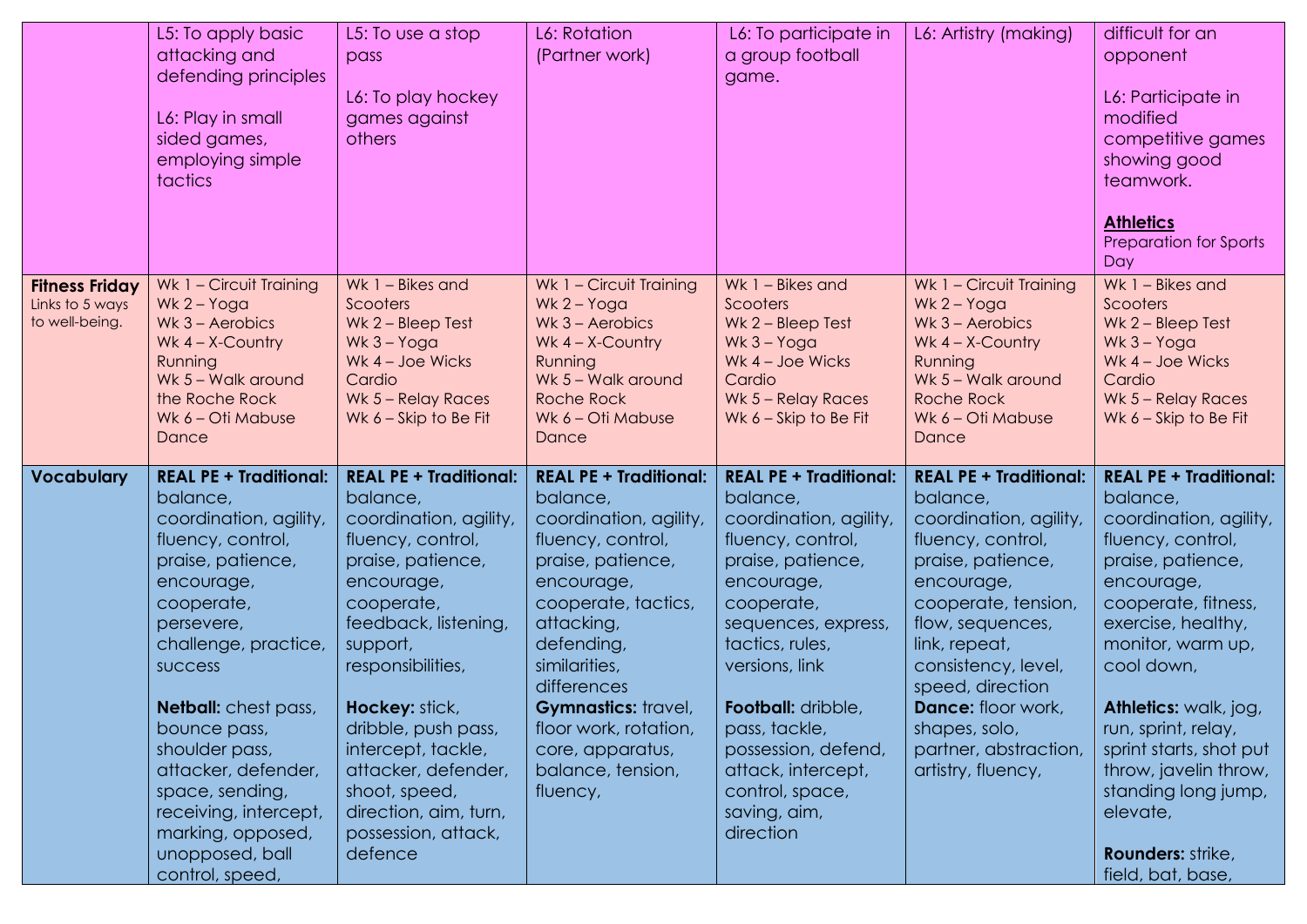| | | | | | | |
|---|---|---|---|---|---|---|
| | L5: To apply basic attacking and defending principles<br><br>L6: Play in small sided games, employing simple tactics | L5: To use a stop pass<br><br>L6: To play hockey games against others | L6: Rotation (Partner work) | L6: To participate in a group football game. | L6: Artistry (making) | difficult for an opponent<br><br>L6: Participate in modified competitive games showing good teamwork.<br><br>**Athletics**<br>Preparation for Sports Day |
| **Fitness Friday**<br>Links to 5 ways to well-being. | Wk 1 – Circuit Training<br>Wk 2 – Yoga<br>Wk 3 – Aerobics<br>Wk 4 – X-Country Running<br>Wk 5 – Walk around the Roche Rock<br>Wk 6 – Oti Mabuse Dance | Wk 1 – Bikes and Scooters<br>Wk 2 – Bleep Test<br>Wk 3 – Yoga<br>Wk 4 – Joe Wicks Cardio<br>Wk 5 – Relay Races<br>Wk 6 – Skip to Be Fit | Wk 1 – Circuit Training<br>Wk 2 – Yoga<br>Wk 3 – Aerobics<br>Wk 4 – X-Country Running<br>Wk 5 – Walk around Roche Rock<br>Wk 6 – Oti Mabuse Dance | Wk 1 – Bikes and Scooters<br>Wk 2 – Bleep Test<br>Wk 3 – Yoga<br>Wk 4 – Joe Wicks Cardio<br>Wk 5 – Relay Races<br>Wk 6 – Skip to Be Fit | Wk 1 – Circuit Training<br>Wk 2 – Yoga<br>Wk 3 – Aerobics<br>Wk 4 – X-Country Running<br>Wk 5 – Walk around Roche Rock<br>Wk 6 – Oti Mabuse Dance | Wk 1 – Bikes and Scooters<br>Wk 2 – Bleep Test<br>Wk 3 – Yoga<br>Wk 4 – Joe Wicks Cardio<br>Wk 5 – Relay Races<br>Wk 6 – Skip to Be Fit |
| **Vocabulary** | **REAL PE + Traditional:** balance, coordination, agility, fluency, control, praise, patience, encourage, cooperate, persevere, challenge, practice, success<br><br>**Netball:** chest pass, bounce pass, shoulder pass, attacker, defender, space, sending, receiving, intercept, marking, opposed, unopposed, ball control, speed, | **REAL PE + Traditional:** balance, coordination, agility, fluency, control, praise, patience, encourage, cooperate, feedback, listening, support, responsibilities,<br><br>**Hockey:** stick, dribble, push pass, intercept, tackle, attacker, defender, shoot, speed, direction, aim, turn, possession, attack, defence | **REAL PE + Traditional:** balance, coordination, agility, fluency, control, praise, patience, encourage, cooperate, tactics, attacking, defending, similarities, differences<br>**Gymnastics:** travel, floor work, rotation, core, apparatus, balance, tension, fluency, | **REAL PE + Traditional:** balance, coordination, agility, fluency, control, praise, patience, encourage, cooperate, sequences, express, tactics, rules, versions, link<br><br>**Football:** dribble, pass, tackle, possession, defend, attack, intercept, control, space, saving, aim, direction | **REAL PE + Traditional:** balance, coordination, agility, fluency, control, praise, patience, encourage, cooperate, tension, flow, sequences, link, repeat, consistency, level, speed, direction<br>**Dance:** floor work, shapes, solo, partner, abstraction, artistry, fluency, | **REAL PE + Traditional:** balance, coordination, agility, fluency, control, praise, patience, encourage, cooperate, fitness, exercise, healthy, monitor, warm up, cool down,<br><br>**Athletics:** walk, jog, run, sprint, relay, sprint starts, shot put throw, javelin throw, standing long jump, elevate,<br><br>**Rounders:** strike, field, bat, base, |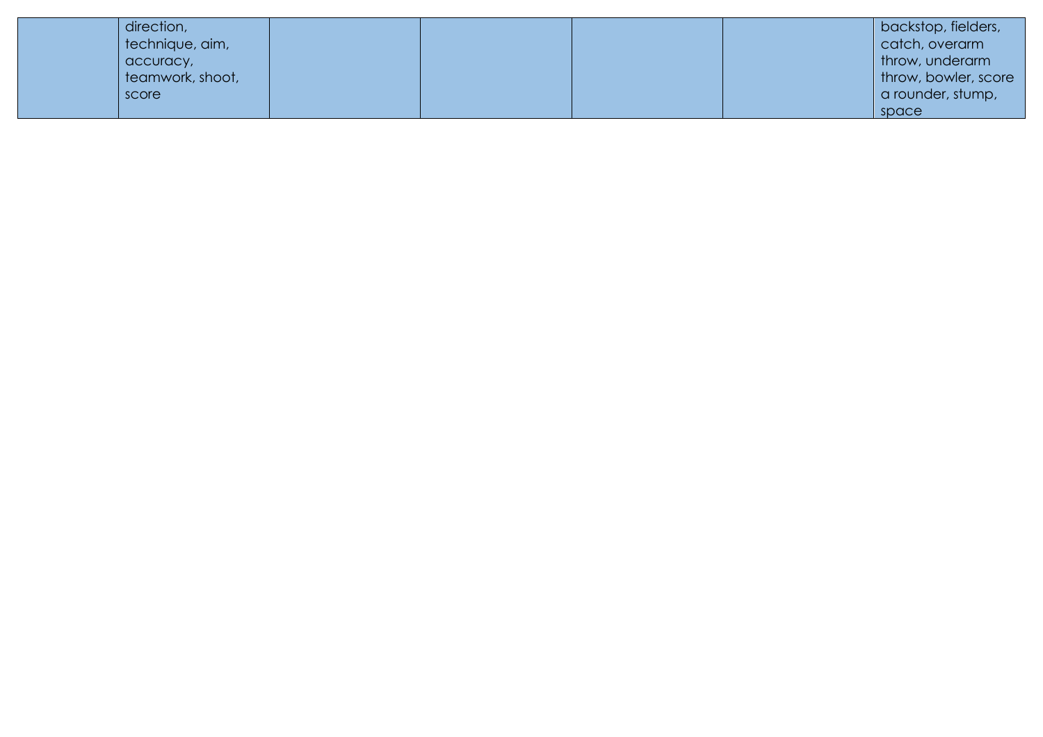| | | | | | | |
|---|---|---|---|---|---|---|
| | direction, technique, aim, accuracy, teamwork, shoot, score | | | | | backstop, fielders, catch, overarm throw, underarm throw, bowler, score a rounder, stump, space |